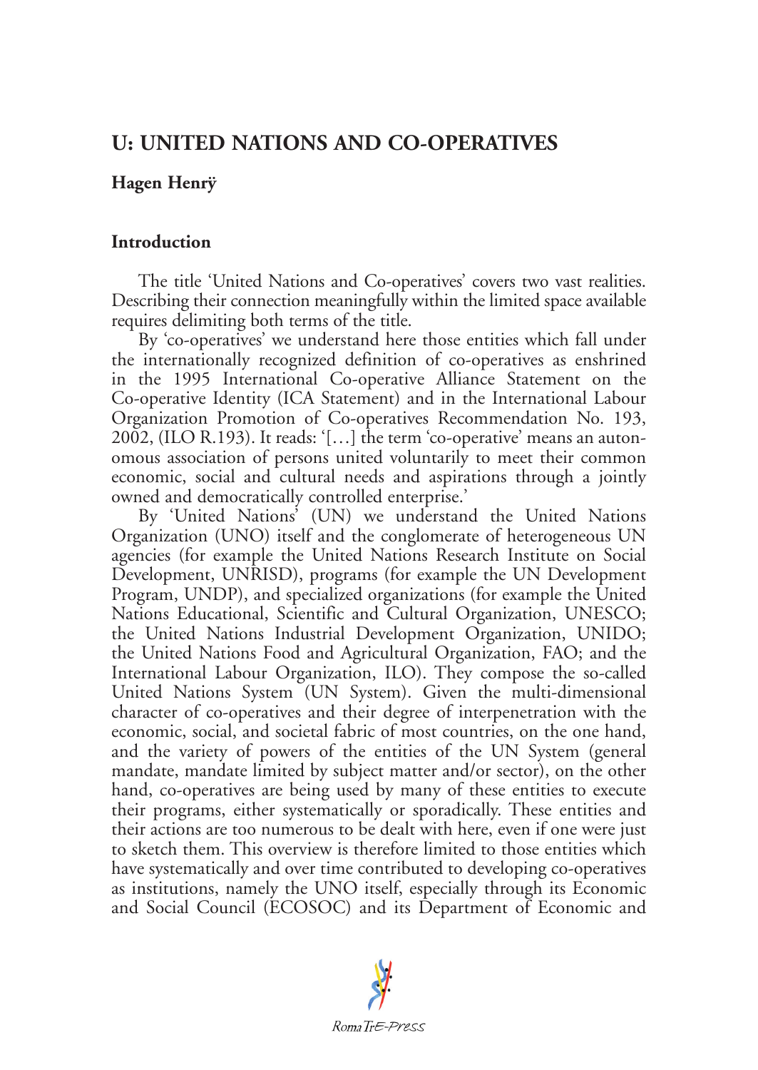# U: UNITED NATIONS AND CO-OPERATIVES

**Hagen Henrÿ**

## Introduction

The title 'United Nations and Co-operatives' covers two vast realities. Describing their connection meaningfully within the limited space available requires delimiting both terms of the title.

By 'co-operatives' we understand here those entities which fall under the internationally recognized definition of co-operatives as enshrined in the 1995 International Co-operative Alliance Statement on the Co-operative Identity (ICA Statement) and in the International Labour Organization Promotion of Co-operatives Recommendation No. 193, 2002, (ILO R.193). It reads: '[…] the term 'co-operative' means an autonomous association of persons united voluntarily to meet their common economic, social and cultural needs and aspirations through a jointly owned and democratically controlled enterprise.'

By 'United Nations' (UN) we understand the United Nations Organization (UNO) itself and the conglomerate of heterogeneous UN agencies (for example the United Nations Research Institute on Social Development, UNRISD), programs (for example the UN Development Program, UNDP), and specialized organizations (for example the United Nations Educational, Scientific and Cultural Organization, UNESCO; the United Nations Industrial Development Organization, UNIDO; the United Nations Food and Agricultural Organization, FAO; and the International Labour Organization, ILO). They compose the so-called United Nations System (UN System). Given the multi-dimensional character of co-operatives and their degree of interpenetration with the economic, social, and societal fabric of most countries, on the one hand, and the variety of powers of the entities of the UN System (general mandate, mandate limited by subject matter and/or sector), on the other hand, co-operatives are being used by many of these entities to execute their programs, either systematically or sporadically. These entities and their actions are too numerous to be dealt with here, even if one were just to sketch them. This overview is therefore limited to those entities which have systematically and over time contributed to developing co-operatives as institutions, namely the UNO itself, especially through its Economic and Social Council (ECOSOC) and its Department of Economic and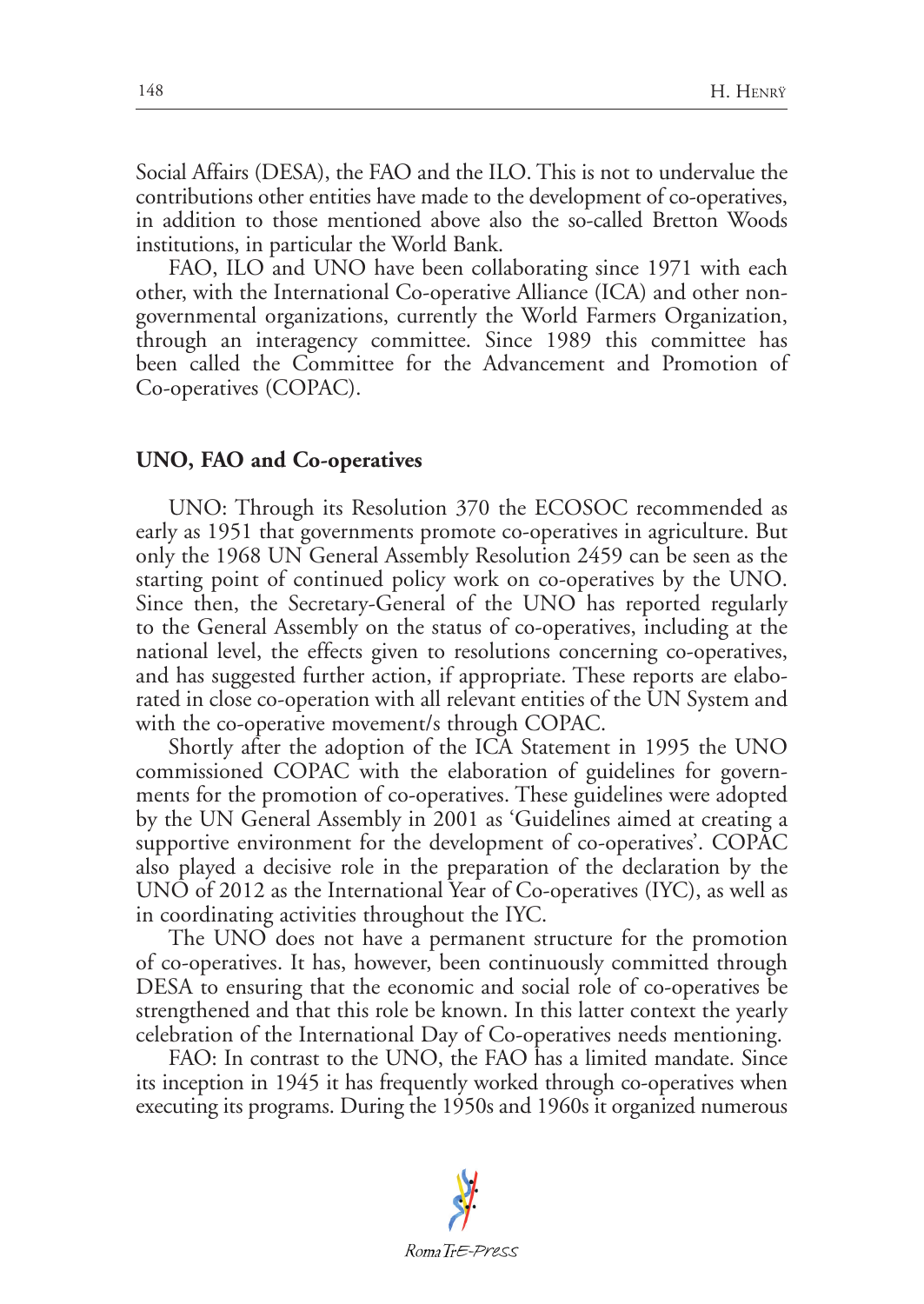Social Affairs (DESA), the FAO and the ILO. This is not to undervalue the contributions other entities have made to the development of co-operatives, in addition to those mentioned above also the so-called Bretton Woods institutions, in particular the World Bank.

FAO, ILO and UNO have been collaborating since 1971 with each other, with the International Co-operative Alliance (ICA) and other non-governmental organizations, currently the World Farmers Organization, through an interagency committee. Since 1989 this committee has been called the Committee for the Advancement and Promotion of Co-operatives (COPAC).

## UNO, FAO and Co-operatives

UNO: Through its Resolution 370 the ECOSOC recommended as early as 1951 that governments promote co-operatives in agriculture. But only the 1968 UN General Assembly Resolution 2459 can be seen as the starting point of continued policy work on co-operatives by the UNO. Since then, the Secretary-General of the UNO has reported regularly to the General Assembly on the status of co-operatives, including at the national level, the effects given to resolutions concerning co-operatives, and has suggested further action, if appropriate. These reports are elaborated in close co-operation with all relevant entities of the UN System and with the co-operative movement/s through COPAC.

Shortly after the adoption of the ICA Statement in 1995 the UNO commissioned COPAC with the elaboration of guidelines for governments for the promotion of co-operatives. These guidelines were adopted by the UN General Assembly in 2001 as 'Guidelines aimed at creating a supportive environment for the development of co-operatives'. COPAC also played a decisive role in the preparation of the declaration by the UNO of 2012 as the International Year of Co-operatives (IYC), as well as in coordinating activities throughout the IYC.

The UNO does not have a permanent structure for the promotion of co-operatives. It has, however, been continuously committed through DESA to ensuring that the economic and social role of co-operatives be strengthened and that this role be known. In this latter context the yearly celebration of the International Day of Co-operatives needs mentioning.

FAO: In contrast to the UNO, the FAO has a limited mandate. Since its inception in 1945 it has frequently worked through co-operatives when executing its programs. During the 1950s and 1960s it organized numerous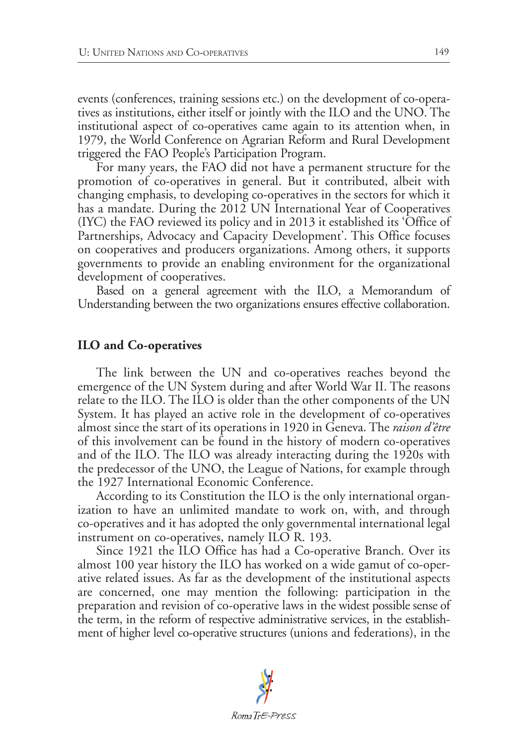events (conferences, training sessions etc.) on the development of co-operatives as institutions, either itself or jointly with the ILO and the UNO. The institutional aspect of co-operatives came again to its attention when, in 1979, the World Conference on Agrarian Reform and Rural Development triggered the FAO People's Participation Program.

For many years, the FAO did not have a permanent structure for the promotion of co-operatives in general. But it contributed, albeit with changing emphasis, to developing co-operatives in the sectors for which it has a mandate. During the 2012 UN International Year of Cooperatives (IYC) the FAO reviewed its policy and in 2013 it established its 'Office of Partnerships, Advocacy and Capacity Development'. This Office focuses on cooperatives and producers organizations. Among others, it supports governments to provide an enabling environment for the organizational development of cooperatives.

Based on a general agreement with the ILO, a Memorandum of Understanding between the two organizations ensures effective collaboration.

## ILO and Co-operatives

The link between the UN and co-operatives reaches beyond the emergence of the UN System during and after World War II. The reasons relate to the ILO. The ILO is older than the other components of the UN System. It has played an active role in the development of co-operatives almost since the start of its operations in 1920 in Geneva. The *raison d'être* of this involvement can be found in the history of modern co-operatives and of the ILO. The ILO was already interacting during the 1920s with the predecessor of the UNO, the League of Nations, for example through the 1927 International Economic Conference.

According to its Constitution the ILO is the only international organization to have an unlimited mandate to work on, with, and through co-operatives and it has adopted the only governmental international legal instrument on co-operatives, namely ILO R. 193.

Since 1921 the ILO Office has had a Co-operative Branch. Over its almost 100 year history the ILO has worked on a wide gamut of co-operative related issues. As far as the development of the institutional aspects are concerned, one may mention the following: participation in the preparation and revision of co-operative laws in the widest possible sense of the term, in the reform of respective administrative services, in the establishment of higher level co-operative structures (unions and federations), in the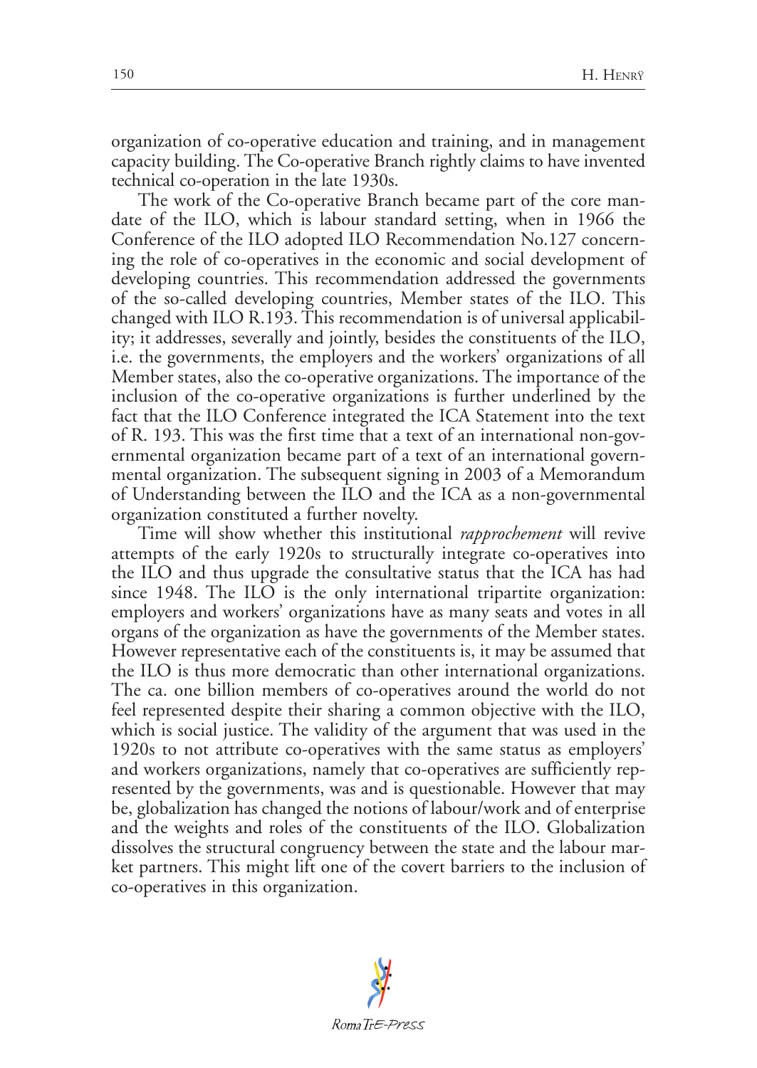organization of co-operative education and training, and in management capacity building. The Co-operative Branch rightly claims to have invented technical co-operation in the late 1930s.

The work of the Co-operative Branch became part of the core mandate of the ILO, which is labour standard setting, when in 1966 the Conference of the ILO adopted ILO Recommendation No.127 concerning the role of co-operatives in the economic and social development of developing countries. This recommendation addressed the governments of the so-called developing countries, Member states of the ILO. This changed with ILO R.193. This recommendation is of universal applicability; it addresses, severally and jointly, besides the constituents of the ILO, i.e. the governments, the employers and the workers' organizations of all Member states, also the co-operative organizations. The importance of the inclusion of the co-operative organizations is further underlined by the fact that the ILO Conference integrated the ICA Statement into the text of R. 193. This was the first time that a text of an international non-governmental organization became part of a text of an international governmental organization. The subsequent signing in 2003 of a Memorandum of Understanding between the ILO and the ICA as a non-governmental organization constituted a further novelty.

Time will show whether this institutional *rapprochement* will revive attempts of the early 1920s to structurally integrate co-operatives into the ILO and thus upgrade the consultative status that the ICA has had since 1948. The ILO is the only international tripartite organization: employers and workers' organizations have as many seats and votes in all organs of the organization as have the governments of the Member states. However representative each of the constituents is, it may be assumed that the ILO is thus more democratic than other international organizations. The ca. one billion members of co-operatives around the world do not feel represented despite their sharing a common objective with the ILO, which is social justice. The validity of the argument that was used in the 1920s to not attribute co-operatives with the same status as employers' and workers organizations, namely that co-operatives are sufficiently represented by the governments, was and is questionable. However that may be, globalization has changed the notions of labour/work and of enterprise and the weights and roles of the constituents of the ILO. Globalization dissolves the structural congruency between the state and the labour market partners. This might lift one of the covert barriers to the inclusion of co-operatives in this organization.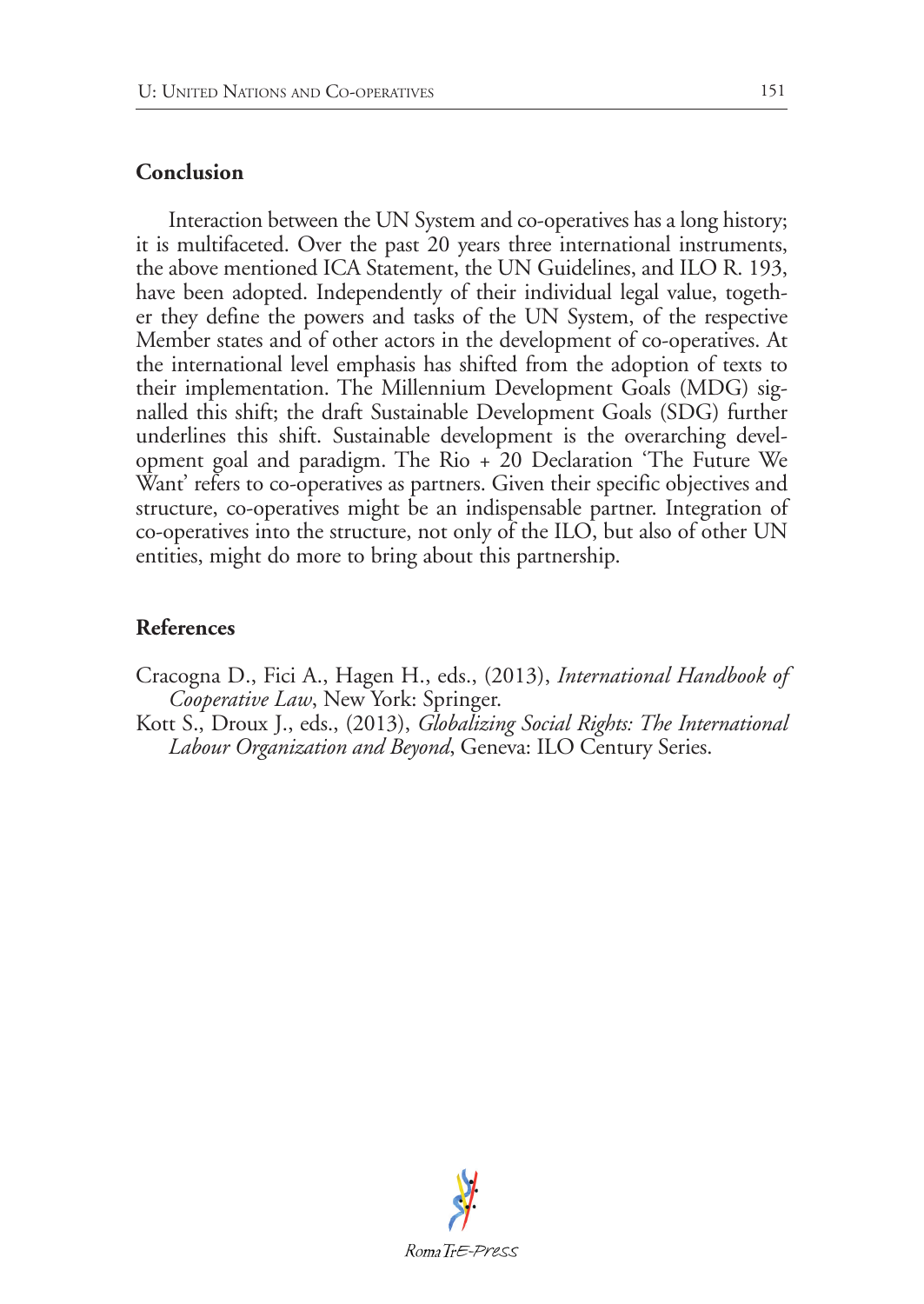## Conclusion

Interaction between the UN System and co-operatives has a long history; it is multifaceted. Over the past 20 years three international instruments, the above mentioned ICA Statement, the UN Guidelines, and ILO R. 193, have been adopted. Independently of their individual legal value, together they define the powers and tasks of the UN System, of the respective Member states and of other actors in the development of co-operatives. At the international level emphasis has shifted from the adoption of texts to their implementation. The Millennium Development Goals (MDG) signalled this shift; the draft Sustainable Development Goals (SDG) further underlines this shift. Sustainable development is the overarching development goal and paradigm. The Rio + 20 Declaration 'The Future We Want' refers to co-operatives as partners. Given their specific objectives and structure, co-operatives might be an indispensable partner. Integration of co-operatives into the structure, not only of the ILO, but also of other UN entities, might do more to bring about this partnership.

## References

Cracogna D., Fici A., Hagen H., eds., (2013), *International Handbook of Cooperative Law*, New York: Springer.

Kott S., Droux J., eds., (2013), *Globalizing Social Rights: The International Labour Organization and Beyond*, Geneva: ILO Century Series.